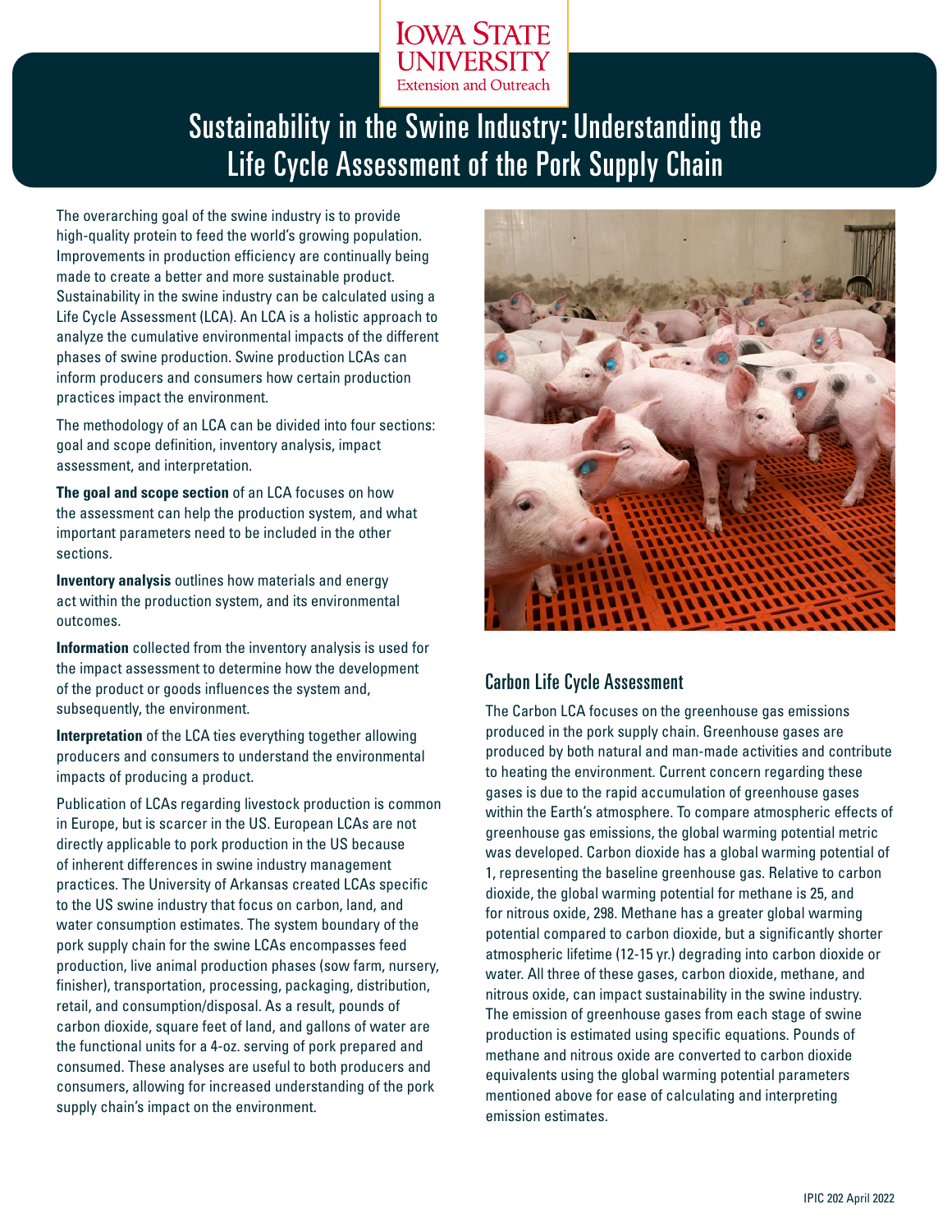Iowa State University Extension and Outreach

# Sustainability in the Swine Industry: Understanding the Life Cycle Assessment of the Pork Supply Chain

The overarching goal of the swine industry is to provide high-quality protein to feed the world's growing population. Improvements in production efficiency are continually being made to create a better and more sustainable product. Sustainability in the swine industry can be calculated using a Life Cycle Assessment (LCA). An LCA is a holistic approach to analyze the cumulative environmental impacts of the different phases of swine production. Swine production LCAs can inform producers and consumers how certain production practices impact the environment.

The methodology of an LCA can be divided into four sections: goal and scope definition, inventory analysis, impact assessment, and interpretation.

**The goal and scope section** of an LCA focuses on how the assessment can help the production system, and what important parameters need to be included in the other sections.

**Inventory analysis** outlines how materials and energy act within the production system, and its environmental outcomes.

**Information** collected from the inventory analysis is used for the impact assessment to determine how the development of the product or goods influences the system and, subsequently, the environment.

**Interpretation** of the LCA ties everything together allowing producers and consumers to understand the environmental impacts of producing a product.

Publication of LCAs regarding livestock production is common in Europe, but is scarcer in the US. European LCAs are not directly applicable to pork production in the US because of inherent differences in swine industry management practices. The University of Arkansas created LCAs specific to the US swine industry that focus on carbon, land, and water consumption estimates. The system boundary of the pork supply chain for the swine LCAs encompasses feed production, live animal production phases (sow farm, nursery, finisher), transportation, processing, packaging, distribution, retail, and consumption/disposal. As a result, pounds of carbon dioxide, square feet of land, and gallons of water are the functional units for a 4-oz. serving of pork prepared and consumed. These analyses are useful to both producers and consumers, allowing for increased understanding of the pork supply chain's impact on the environment.

## Carbon Life Cycle Assessment

The Carbon LCA focuses on the greenhouse gas emissions produced in the pork supply chain. Greenhouse gases are produced by both natural and man-made activities and contribute to heating the environment. Current concern regarding these gases is due to the rapid accumulation of greenhouse gases within the Earth's atmosphere. To compare atmospheric effects of greenhouse gas emissions, the global warming potential metric was developed. Carbon dioxide has a global warming potential of 1, representing the baseline greenhouse gas. Relative to carbon dioxide, the global warming potential for methane is 25, and for nitrous oxide, 298. Methane has a greater global warming potential compared to carbon dioxide, but a significantly shorter atmospheric lifetime (12-15 yr.) degrading into carbon dioxide or water. All three of these gases, carbon dioxide, methane, and nitrous oxide, can impact sustainability in the swine industry. The emission of greenhouse gases from each stage of swine production is estimated using specific equations. Pounds of methane and nitrous oxide are converted to carbon dioxide equivalents using the global warming potential parameters mentioned above for ease of calculating and interpreting emission estimates.

IPIC 202 April 2022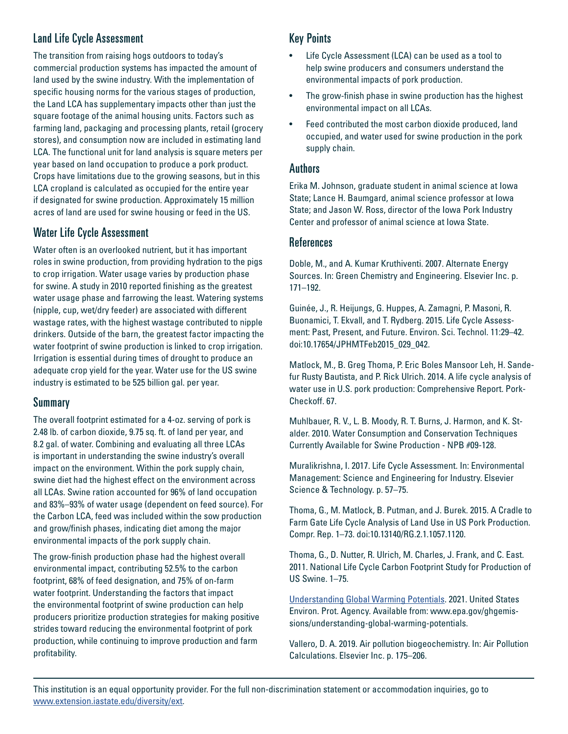## Land Life Cycle Assessment

The transition from raising hogs outdoors to today's commercial production systems has impacted the amount of land used by the swine industry. With the implementation of specific housing norms for the various stages of production, the Land LCA has supplementary impacts other than just the square footage of the animal housing units. Factors such as farming land, packaging and processing plants, retail (grocery stores), and consumption now are included in estimating land LCA. The functional unit for land analysis is square meters per year based on land occupation to produce a pork product. Crops have limitations due to the growing seasons, but in this LCA cropland is calculated as occupied for the entire year if designated for swine production. Approximately 15 million acres of land are used for swine housing or feed in the US.

## Water Life Cycle Assessment

Water often is an overlooked nutrient, but it has important roles in swine production, from providing hydration to the pigs to crop irrigation. Water usage varies by production phase for swine. A study in 2010 reported finishing as the greatest water usage phase and farrowing the least. Watering systems (nipple, cup, wet/dry feeder) are associated with different wastage rates, with the highest wastage contributed to nipple drinkers. Outside of the barn, the greatest factor impacting the water footprint of swine production is linked to crop irrigation. Irrigation is essential during times of drought to produce an adequate crop yield for the year. Water use for the US swine industry is estimated to be 525 billion gal. per year.

## Summary

The overall footprint estimated for a 4-oz. serving of pork is 2.48 lb. of carbon dioxide, 9.75 sq. ft. of land per year, and 8.2 gal. of water. Combining and evaluating all three LCAs is important in understanding the swine industry's overall impact on the environment. Within the pork supply chain, swine diet had the highest effect on the environment across all LCAs. Swine ration accounted for 96% of land occupation and 83%–93% of water usage (dependent on feed source). For the Carbon LCA, feed was included within the sow production and grow/finish phases, indicating diet among the major environmental impacts of the pork supply chain.

The grow-finish production phase had the highest overall environmental impact, contributing 52.5% to the carbon footprint, 68% of feed designation, and 75% of on-farm water footprint. Understanding the factors that impact the environmental footprint of swine production can help producers prioritize production strategies for making positive strides toward reducing the environmental footprint of pork production, while continuing to improve production and farm profitability.

## Key Points

- Life Cycle Assessment (LCA) can be used as a tool to help swine producers and consumers understand the environmental impacts of pork production.
- The grow-finish phase in swine production has the highest environmental impact on all LCAs.
- Feed contributed the most carbon dioxide produced, land occupied, and water used for swine production in the pork supply chain.

## Authors

Erika M. Johnson, graduate student in animal science at Iowa State; Lance H. Baumgard, animal science professor at Iowa State; and Jason W. Ross, director of the Iowa Pork Industry Center and professor of animal science at Iowa State.

## References

Doble, M., and A. Kumar Kruthiventi. 2007. Alternate Energy Sources. In: Green Chemistry and Engineering. Elsevier Inc. p. 171–192.

Guinée, J., R. Heijungs, G. Huppes, A. Zamagni, P. Masoni, R. Buonamici, T. Ekvall, and T. Rydberg. 2015. Life Cycle Assessment: Past, Present, and Future. Environ. Sci. Technol. 11:29–42. doi:10.17654/JPHMTFeb2015_029_042.

Matlock, M., B. Greg Thoma, P. Eric Boles Mansoor Leh, H. Sandefur Rusty Bautista, and P. Rick Ulrich. 2014. A life cycle analysis of water use in U.S. pork production: Comprehensive Report. Pork-Checkoff. 67.

Muhlbauer, R. V., L. B. Moody, R. T. Burns, J. Harmon, and K. Stalder. 2010. Water Consumption and Conservation Techniques Currently Available for Swine Production - NPB #09-128.

Muralikrishna, I. 2017. Life Cycle Assessment. In: Environmental Management: Science and Engineering for Industry. Elsevier Science & Technology. p. 57–75.

Thoma, G., M. Matlock, B. Putman, and J. Burek. 2015. A Cradle to Farm Gate Life Cycle Analysis of Land Use in US Pork Production. Compr. Rep. 1–73. doi:10.13140/RG.2.1.1057.1120.

Thoma, G., D. Nutter, R. Ulrich, M. Charles, J. Frank, and C. East. 2011. National Life Cycle Carbon Footprint Study for Production of US Swine. 1–75.

Understanding Global Warming Potentials. 2021. United States Environ. Prot. Agency. Available from: www.epa.gov/ghgemissions/understanding-global-warming-potentials.

Vallero, D. A. 2019. Air pollution biogeochemistry. In: Air Pollution Calculations. Elsevier Inc. p. 175–206.

---

This institution is an equal opportunity provider. For the full non-discrimination statement or accommodation inquiries, go to www.extension.iastate.edu/diversity/ext.